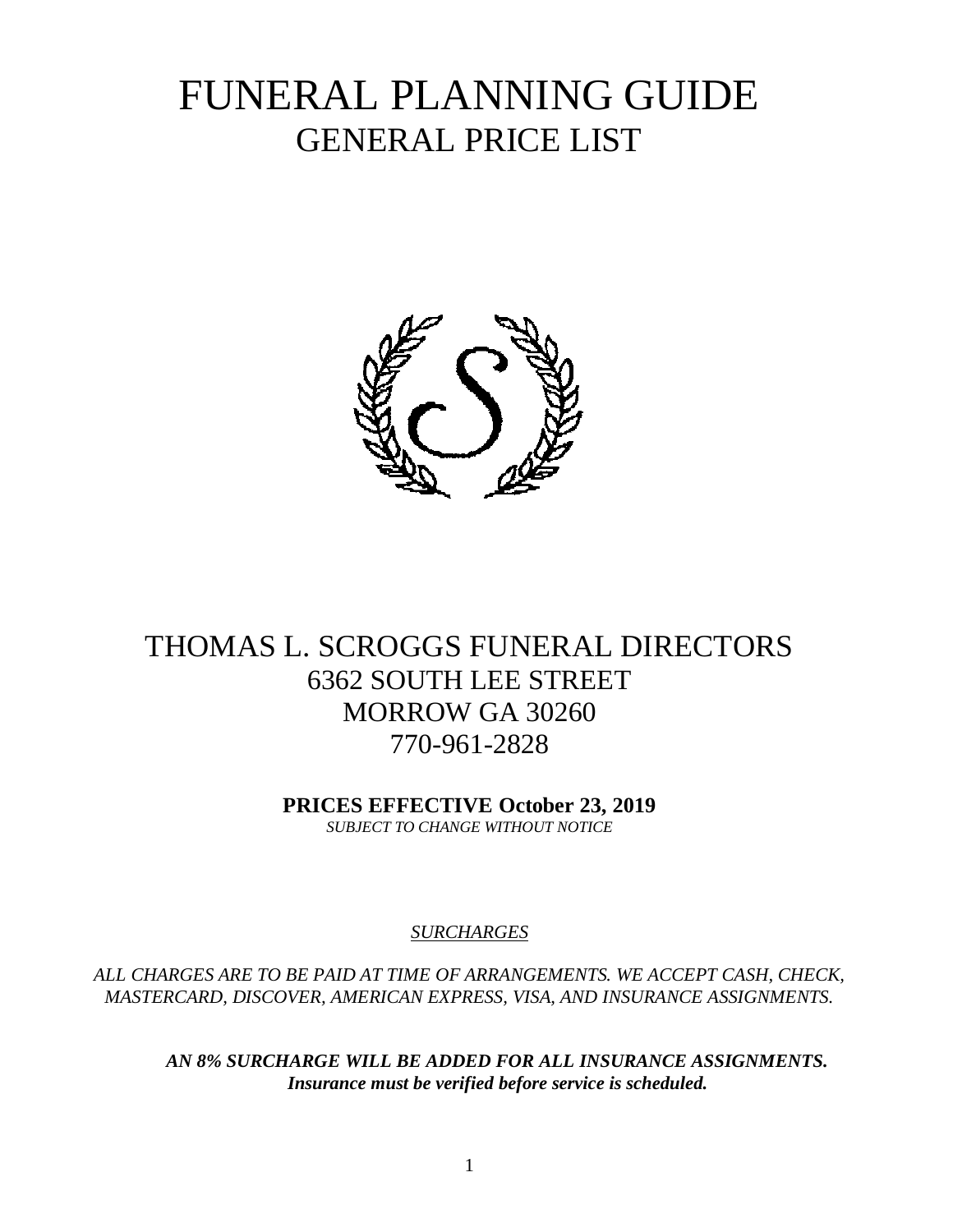# FUNERAL PLANNING GUIDE
## GENERAL PRICE LIST

## THOMAS L. SCROGGS FUNERAL DIRECTORS
6362 SOUTH LEE STREET
MORROW GA 30260
770-961-2828

**PRICES EFFECTIVE October 23, 2019**
*SUBJECT TO CHANGE WITHOUT NOTICE*

*SURCHARGES*

*ALL CHARGES ARE TO BE PAID AT TIME OF ARRANGEMENTS. WE ACCEPT CASH, CHECK, MASTERCARD, DISCOVER, AMERICAN EXPRESS, VISA, AND INSURANCE ASSIGNMENTS.*

***AN 8% SURCHARGE WILL BE ADDED FOR ALL INSURANCE ASSIGNMENTS. Insurance must be verified before service is scheduled.***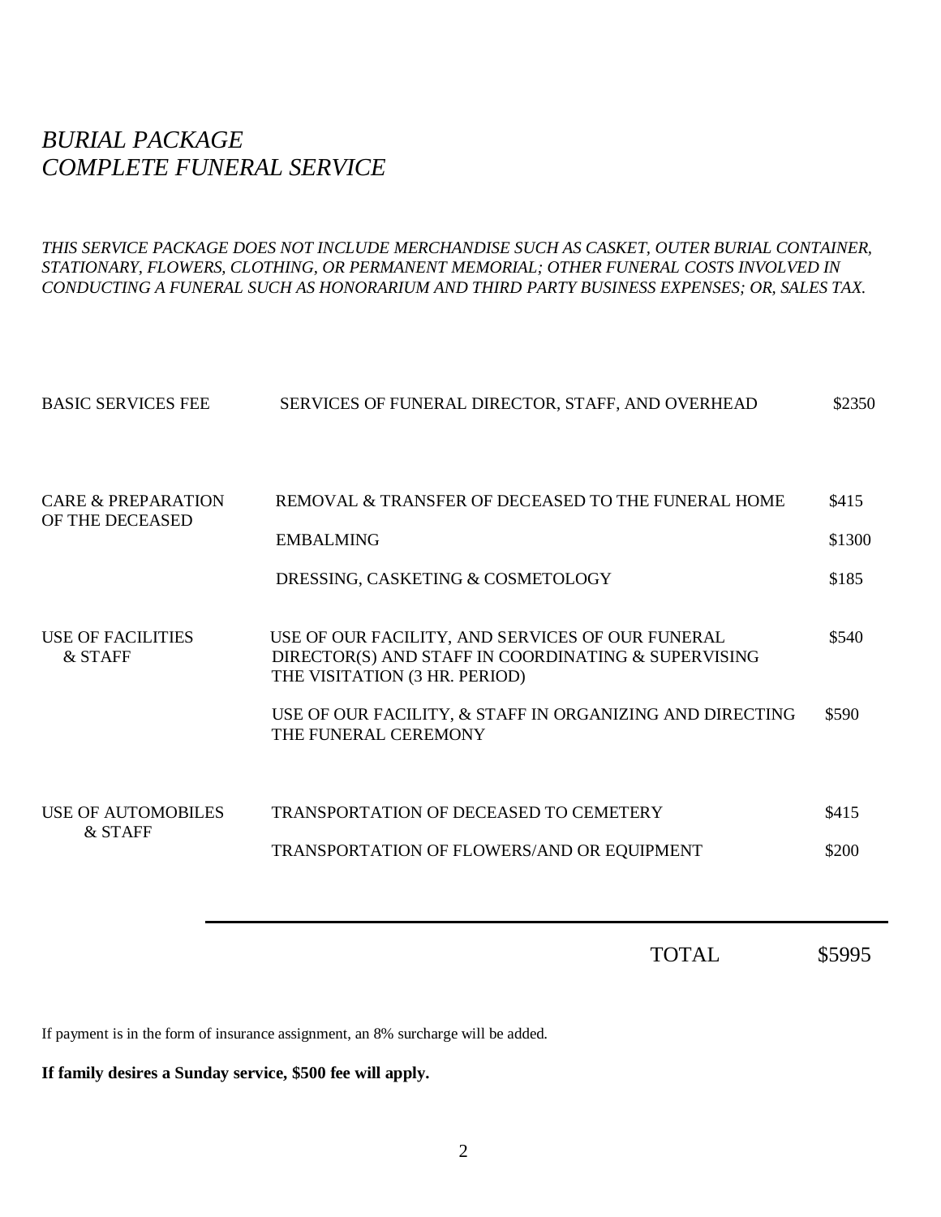# *BURIAL PACKAGE*
# *COMPLETE FUNERAL SERVICE*

*THIS SERVICE PACKAGE DOES NOT INCLUDE MERCHANDISE SUCH AS CASKET, OUTER BURIAL CONTAINER, STATIONARY, FLOWERS, CLOTHING, OR PERMANENT MEMORIAL; OTHER FUNERAL COSTS INVOLVED IN CONDUCTING A FUNERAL SUCH AS HONORARIUM AND THIRD PARTY BUSINESS EXPENSES; OR, SALES TAX.*

| | | |
|---|---|---|
| BASIC SERVICES FEE | SERVICES OF FUNERAL DIRECTOR, STAFF, AND OVERHEAD | $2350 |
| CARE & PREPARATION OF THE DECEASED | REMOVAL & TRANSFER OF DECEASED TO THE FUNERAL HOME | $415 |
| | EMBALMING | $1300 |
| | DRESSING, CASKETING & COSMETOLOGY | $185 |
| USE OF FACILITIES & STAFF | USE OF OUR FACILITY, AND SERVICES OF OUR FUNERAL DIRECTOR(S) AND STAFF IN COORDINATING & SUPERVISING THE VISITATION (3 HR. PERIOD) | $540 |
| | USE OF OUR FACILITY, & STAFF IN ORGANIZING AND DIRECTING THE FUNERAL CEREMONY | $590 |
| USE OF AUTOMOBILES & STAFF | TRANSPORTATION OF DECEASED TO CEMETERY | $415 |
| | TRANSPORTATION OF FLOWERS/AND OR EQUIPMENT | $200 |
| | TOTAL | $5995 |

If payment is in the form of insurance assignment, an 8% surcharge will be added.

**If family desires a Sunday service, $500 fee will apply.**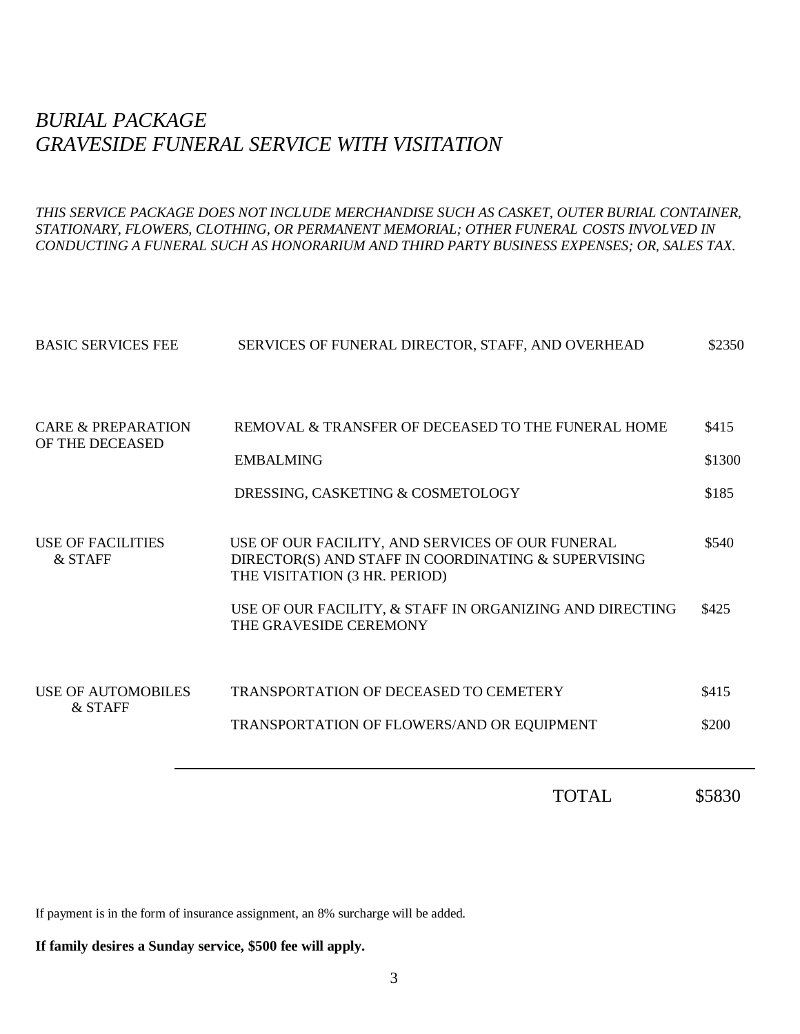# *BURIAL PACKAGE*
# *GRAVESIDE FUNERAL SERVICE WITH VISITATION*

*THIS SERVICE PACKAGE DOES NOT INCLUDE MERCHANDISE SUCH AS CASKET, OUTER BURIAL CONTAINER, STATIONARY, FLOWERS, CLOTHING, OR PERMANENT MEMORIAL; OTHER FUNERAL COSTS INVOLVED IN CONDUCTING A FUNERAL SUCH AS HONORARIUM AND THIRD PARTY BUSINESS EXPENSES; OR, SALES TAX.*

| | | |
|---|---|---|
| BASIC SERVICES FEE | SERVICES OF FUNERAL DIRECTOR, STAFF, AND OVERHEAD | $2350 |
| CARE & PREPARATION OF THE DECEASED | REMOVAL & TRANSFER OF DECEASED TO THE FUNERAL HOME | $415 |
| | EMBALMING | $1300 |
| | DRESSING, CASKETING & COSMETOLOGY | $185 |
| USE OF FACILITIES & STAFF | USE OF OUR FACILITY, AND SERVICES OF OUR FUNERAL DIRECTOR(S) AND STAFF IN COORDINATING & SUPERVISING THE VISITATION (3 HR. PERIOD) | $540 |
| | USE OF OUR FACILITY, & STAFF IN ORGANIZING AND DIRECTING THE GRAVESIDE CEREMONY | $425 |
| USE OF AUTOMOBILES & STAFF | TRANSPORTATION OF DECEASED TO CEMETERY | $415 |
| | TRANSPORTATION OF FLOWERS/AND OR EQUIPMENT | $200 |
| | TOTAL | $5830 |

If payment is in the form of insurance assignment, an 8% surcharge will be added.

**If family desires a Sunday service, $500 fee will apply.**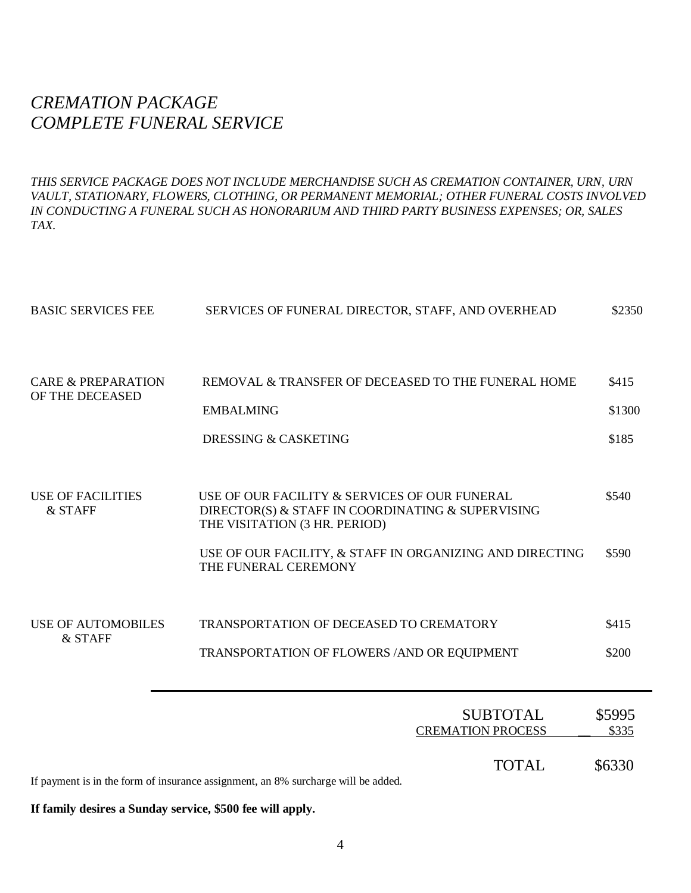# *CREMATION PACKAGE*
# *COMPLETE FUNERAL SERVICE*

*THIS SERVICE PACKAGE DOES NOT INCLUDE MERCHANDISE SUCH AS CREMATION CONTAINER, URN, URN VAULT, STATIONARY, FLOWERS, CLOTHING, OR PERMANENT MEMORIAL; OTHER FUNERAL COSTS INVOLVED IN CONDUCTING A FUNERAL SUCH AS HONORARIUM AND THIRD PARTY BUSINESS EXPENSES; OR, SALES TAX.*

| | | |
|---|---|---|
| BASIC SERVICES FEE | SERVICES OF FUNERAL DIRECTOR, STAFF, AND OVERHEAD | $2350 |
| CARE & PREPARATION OF THE DECEASED | REMOVAL & TRANSFER OF DECEASED TO THE FUNERAL HOME | $415 |
| | EMBALMING | $1300 |
| | DRESSING & CASKETING | $185 |
| USE OF FACILITIES & STAFF | USE OF OUR FACILITY & SERVICES OF OUR FUNERAL DIRECTOR(S) & STAFF IN COORDINATING & SUPERVISING THE VISITATION (3 HR. PERIOD) | $540 |
| | USE OF OUR FACILITY, & STAFF IN ORGANIZING AND DIRECTING THE FUNERAL CEREMONY | $590 |
| USE OF AUTOMOBILES & STAFF | TRANSPORTATION OF DECEASED TO CREMATORY | $415 |
| | TRANSPORTATION OF FLOWERS /AND OR EQUIPMENT | $200 |
| | SUBTOTAL | $5995 |
| | CREMATION PROCESS | $335 |
| | TOTAL | $6330 |

If payment is in the form of insurance assignment, an 8% surcharge will be added.

**If family desires a Sunday service, $500 fee will apply.**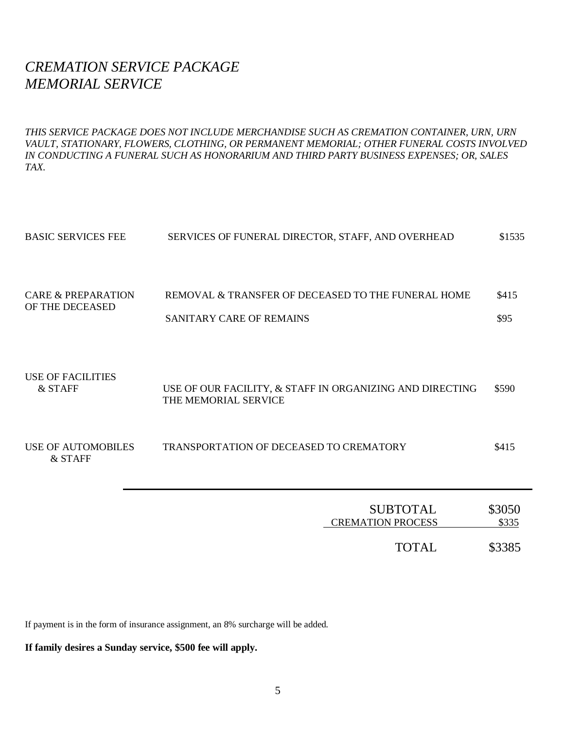# *CREMATION SERVICE PACKAGE*
# *MEMORIAL SERVICE*

*THIS SERVICE PACKAGE DOES NOT INCLUDE MERCHANDISE SUCH AS CREMATION CONTAINER, URN, URN VAULT, STATIONARY, FLOWERS, CLOTHING, OR PERMANENT MEMORIAL; OTHER FUNERAL COSTS INVOLVED IN CONDUCTING A FUNERAL SUCH AS HONORARIUM AND THIRD PARTY BUSINESS EXPENSES; OR, SALES TAX.*

| | | |
|---|---|---|
| BASIC SERVICES FEE | SERVICES OF FUNERAL DIRECTOR, STAFF, AND OVERHEAD | $1535 |
| CARE & PREPARATION OF THE DECEASED | REMOVAL & TRANSFER OF DECEASED TO THE FUNERAL HOME | $415 |
| | SANITARY CARE OF REMAINS | $95 |
| USE OF FACILITIES & STAFF | USE OF OUR FACILITY, & STAFF IN ORGANIZING AND DIRECTING THE MEMORIAL SERVICE | $590 |
| USE OF AUTOMOBILES & STAFF | TRANSPORTATION OF DECEASED TO CREMATORY | $415 |
| | SUBTOTAL | $3050 |
| | CREMATION PROCESS | $335 |
| | TOTAL | $3385 |

If payment is in the form of insurance assignment, an 8% surcharge will be added.

**If family desires a Sunday service, $500 fee will apply.**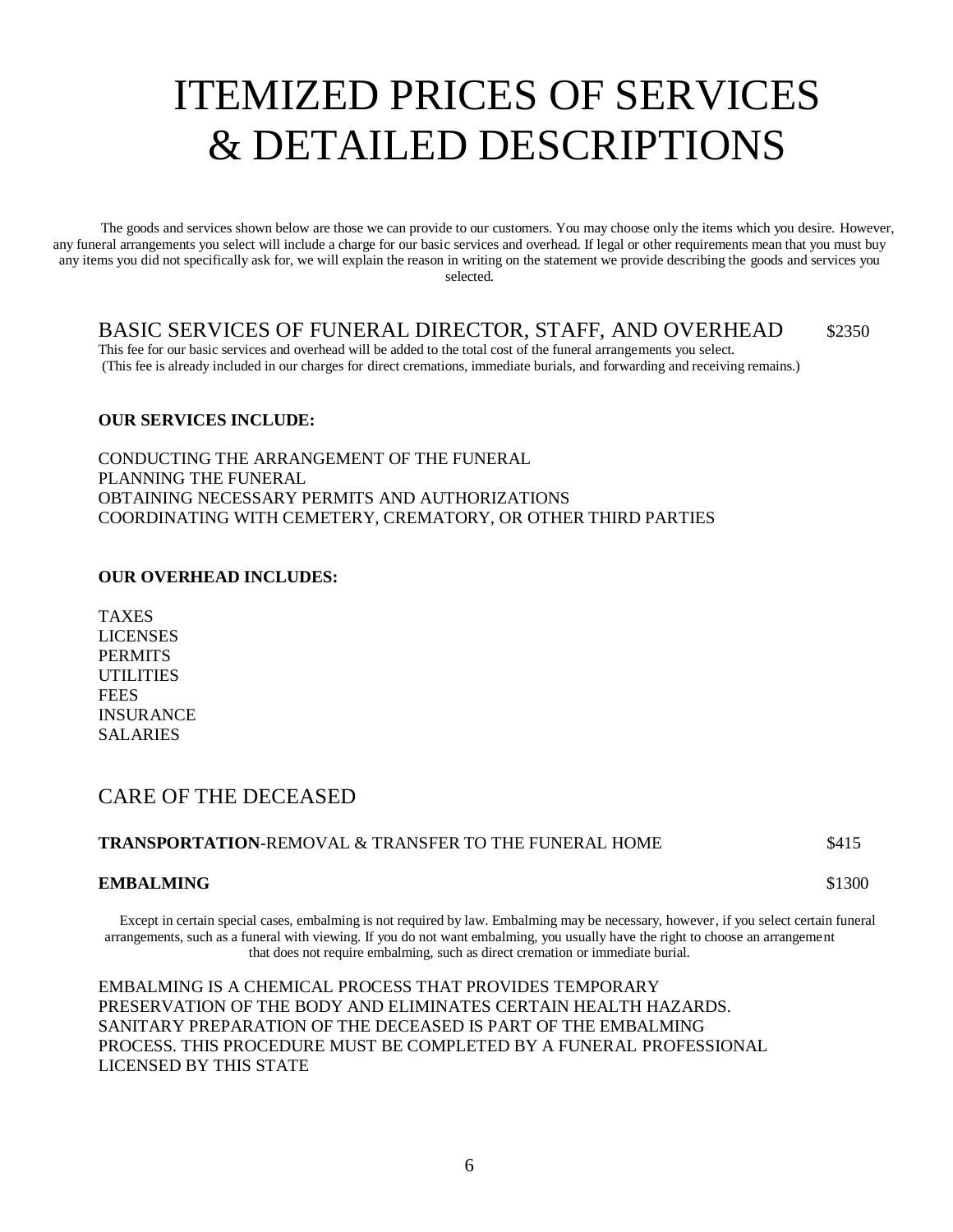# ITEMIZED PRICES OF SERVICES & DETAILED DESCRIPTIONS

The goods and services shown below are those we can provide to our customers. You may choose only the items which you desire. However, any funeral arrangements you select will include a charge for our basic services and overhead. If legal or other requirements mean that you must buy any items you did not specifically ask for, we will explain the reason in writing on the statement we provide describing the goods and services you selected.

## BASIC SERVICES OF FUNERAL DIRECTOR, STAFF, AND OVERHEAD — $2350

This fee for our basic services and overhead will be added to the total cost of the funeral arrangements you select.
(This fee is already included in our charges for direct cremations, immediate burials, and forwarding and receiving remains.)

**OUR SERVICES INCLUDE:**

CONDUCTING THE ARRANGEMENT OF THE FUNERAL
PLANNING THE FUNERAL
OBTAINING NECESSARY PERMITS AND AUTHORIZATIONS
COORDINATING WITH CEMETERY, CREMATORY, OR OTHER THIRD PARTIES

**OUR OVERHEAD INCLUDES:**

TAXES
LICENSES
PERMITS
UTILITIES
FEES
INSURANCE
SALARIES

## CARE OF THE DECEASED

**TRANSPORTATION**-REMOVAL & TRANSFER TO THE FUNERAL HOME — $415

**EMBALMING** — $1300

Except in certain special cases, embalming is not required by law. Embalming may be necessary, however, if you select certain funeral arrangements, such as a funeral with viewing. If you do not want embalming, you usually have the right to choose an arrangement that does not require embalming, such as direct cremation or immediate burial.

EMBALMING IS A CHEMICAL PROCESS THAT PROVIDES TEMPORARY PRESERVATION OF THE BODY AND ELIMINATES CERTAIN HEALTH HAZARDS. SANITARY PREPARATION OF THE DECEASED IS PART OF THE EMBALMING PROCESS. THIS PROCEDURE MUST BE COMPLETED BY A FUNERAL PROFESSIONAL LICENSED BY THIS STATE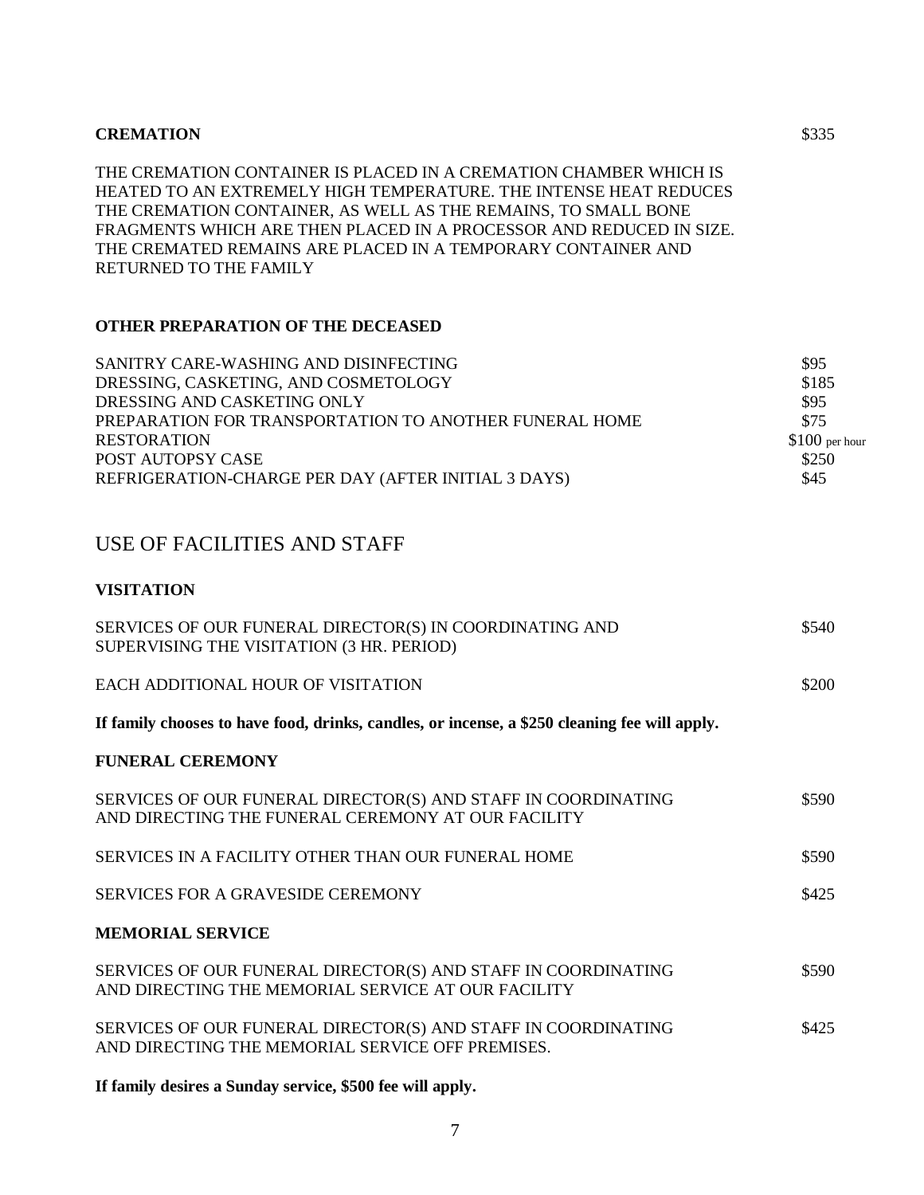**CREMATION** $335

THE CREMATION CONTAINER IS PLACED IN A CREMATION CHAMBER WHICH IS HEATED TO AN EXTREMELY HIGH TEMPERATURE. THE INTENSE HEAT REDUCES THE CREMATION CONTAINER, AS WELL AS THE REMAINS, TO SMALL BONE FRAGMENTS WHICH ARE THEN PLACED IN A PROCESSOR AND REDUCED IN SIZE. THE CREMATED REMAINS ARE PLACED IN A TEMPORARY CONTAINER AND RETURNED TO THE FAMILY

**OTHER PREPARATION OF THE DECEASED**

| | |
|---|---|
| SANITRY CARE-WASHING AND DISINFECTING | $95 |
| DRESSING, CASKETING, AND COSMETOLOGY | $185 |
| DRESSING AND CASKETING ONLY | $95 |
| PREPARATION FOR TRANSPORTATION TO ANOTHER FUNERAL HOME | $75 |
| RESTORATION | $100 per hour |
| POST AUTOPSY CASE | $250 |
| REFRIGERATION-CHARGE PER DAY (AFTER INITIAL 3 DAYS) | $45 |

## USE OF FACILITIES AND STAFF

**VISITATION**

| | |
|---|---|
| SERVICES OF OUR FUNERAL DIRECTOR(S) IN COORDINATING AND SUPERVISING THE VISITATION (3 HR. PERIOD) | $540 |
| EACH ADDITIONAL HOUR OF VISITATION | $200 |

**If family chooses to have food, drinks, candles, or incense, a $250 cleaning fee will apply.**

**FUNERAL CEREMONY**

| | |
|---|---|
| SERVICES OF OUR FUNERAL DIRECTOR(S) AND STAFF IN COORDINATING AND DIRECTING THE FUNERAL CEREMONY AT OUR FACILITY | $590 |
| SERVICES IN A FACILITY OTHER THAN OUR FUNERAL HOME | $590 |
| SERVICES FOR A GRAVESIDE CEREMONY | $425 |

**MEMORIAL SERVICE**

| | |
|---|---|
| SERVICES OF OUR FUNERAL DIRECTOR(S) AND STAFF IN COORDINATING AND DIRECTING THE MEMORIAL SERVICE AT OUR FACILITY | $590 |
| SERVICES OF OUR FUNERAL DIRECTOR(S) AND STAFF IN COORDINATING AND DIRECTING THE MEMORIAL SERVICE OFF PREMISES. | $425 |

**If family desires a Sunday service, $500 fee will apply.**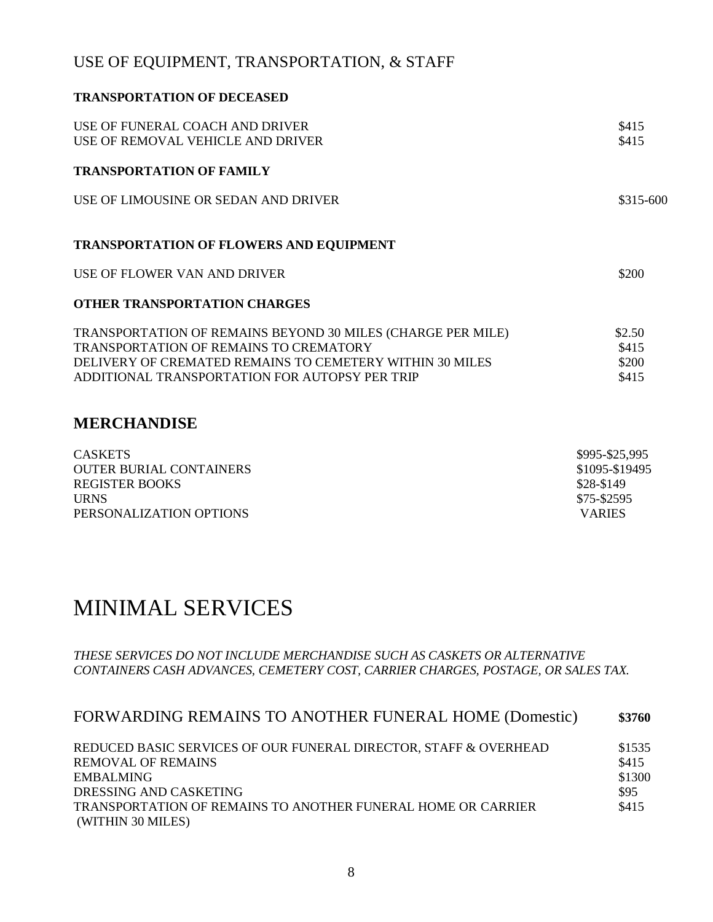## USE OF EQUIPMENT, TRANSPORTATION, & STAFF

**TRANSPORTATION OF DECEASED**

| | |
|---|---|
| USE OF FUNERAL COACH AND DRIVER | $415 |
| USE OF REMOVAL VEHICLE AND DRIVER | $415 |

**TRANSPORTATION OF FAMILY**

| | |
|---|---|
| USE OF LIMOUSINE OR SEDAN AND DRIVER | $315-600 |

**TRANSPORTATION OF FLOWERS AND EQUIPMENT**

| | |
|---|---|
| USE OF FLOWER VAN AND DRIVER | $200 |

**OTHER TRANSPORTATION CHARGES**

| | |
|---|---|
| TRANSPORTATION OF REMAINS BEYOND 30 MILES (CHARGE PER MILE) | $2.50 |
| TRANSPORTATION OF REMAINS TO CREMATORY | $415 |
| DELIVERY OF CREMATED REMAINS TO CEMETERY WITHIN 30 MILES | $200 |
| ADDITIONAL TRANSPORTATION FOR AUTOPSY PER TRIP | $415 |

## MERCHANDISE

| | |
|---|---|
| CASKETS | $995-$25,995 |
| OUTER BURIAL CONTAINERS | $1095-$19495 |
| REGISTER BOOKS | $28-$149 |
| URNS | $75-$2595 |
| PERSONALIZATION OPTIONS | VARIES |

# MINIMAL SERVICES

*THESE SERVICES DO NOT INCLUDE MERCHANDISE SUCH AS CASKETS OR ALTERNATIVE CONTAINERS CASH ADVANCES, CEMETERY COST, CARRIER CHARGES, POSTAGE, OR SALES TAX.*

## FORWARDING REMAINS TO ANOTHER FUNERAL HOME (Domestic) **$3760**

| | |
|---|---|
| REDUCED BASIC SERVICES OF OUR FUNERAL DIRECTOR, STAFF & OVERHEAD | $1535 |
| REMOVAL OF REMAINS | $415 |
| EMBALMING | $1300 |
| DRESSING AND CASKETING | $95 |
| TRANSPORTATION OF REMAINS TO ANOTHER FUNERAL HOME OR CARRIER (WITHIN 30 MILES) | $415 |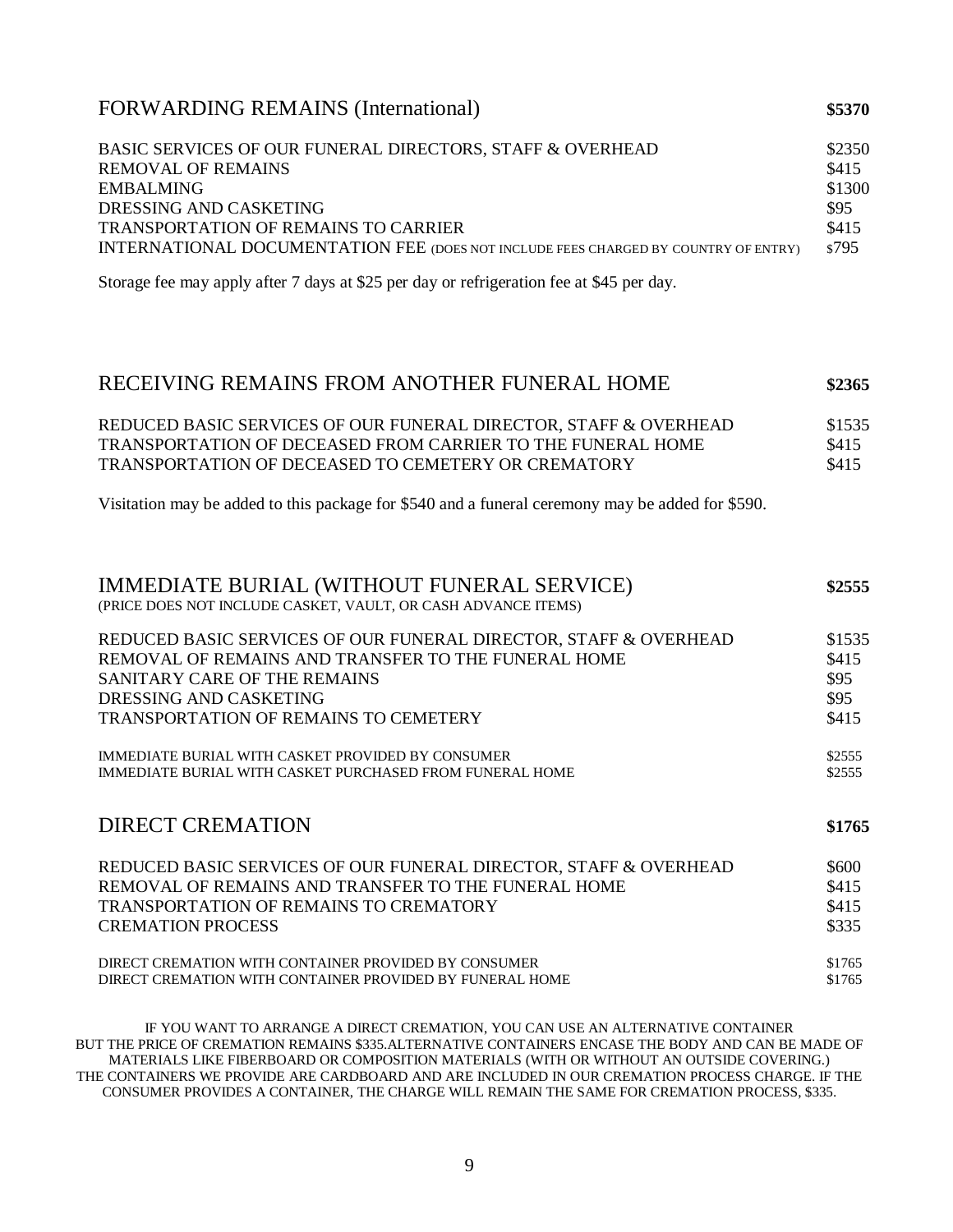## FORWARDING REMAINS (International) **$5370**

| | |
|---|---|
| BASIC SERVICES OF OUR FUNERAL DIRECTORS, STAFF & OVERHEAD | $2350 |
| REMOVAL OF REMAINS | $415 |
| EMBALMING | $1300 |
| DRESSING AND CASKETING | $95 |
| TRANSPORTATION OF REMAINS TO CARRIER | $415 |
| INTERNATIONAL DOCUMENTATION FEE (DOES NOT INCLUDE FEES CHARGED BY COUNTRY OF ENTRY) | $795 |

Storage fee may apply after 7 days at $25 per day or refrigeration fee at $45 per day.

## RECEIVING REMAINS FROM ANOTHER FUNERAL HOME **$2365**

| | |
|---|---|
| REDUCED BASIC SERVICES OF OUR FUNERAL DIRECTOR, STAFF & OVERHEAD | $1535 |
| TRANSPORTATION OF DECEASED FROM CARRIER TO THE FUNERAL HOME | $415 |
| TRANSPORTATION OF DECEASED TO CEMETERY OR CREMATORY | $415 |

Visitation may be added to this package for $540 and a funeral ceremony may be added for $590.

## IMMEDIATE BURIAL (WITHOUT FUNERAL SERVICE) **$2555**

(PRICE DOES NOT INCLUDE CASKET, VAULT, OR CASH ADVANCE ITEMS)

| | |
|---|---|
| REDUCED BASIC SERVICES OF OUR FUNERAL DIRECTOR, STAFF & OVERHEAD | $1535 |
| REMOVAL OF REMAINS AND TRANSFER TO THE FUNERAL HOME | $415 |
| SANITARY CARE OF THE REMAINS | $95 |
| DRESSING AND CASKETING | $95 |
| TRANSPORTATION OF REMAINS TO CEMETERY | $415 |
| IMMEDIATE BURIAL WITH CASKET PROVIDED BY CONSUMER | $2555 |
| IMMEDIATE BURIAL WITH CASKET PURCHASED FROM FUNERAL HOME | $2555 |

## DIRECT CREMATION **$1765**

| | |
|---|---|
| REDUCED BASIC SERVICES OF OUR FUNERAL DIRECTOR, STAFF & OVERHEAD | $600 |
| REMOVAL OF REMAINS AND TRANSFER TO THE FUNERAL HOME | $415 |
| TRANSPORTATION OF REMAINS TO CREMATORY | $415 |
| CREMATION PROCESS | $335 |
| DIRECT CREMATION WITH CONTAINER PROVIDED BY CONSUMER | $1765 |
| DIRECT CREMATION WITH CONTAINER PROVIDED BY FUNERAL HOME | $1765 |

IF YOU WANT TO ARRANGE A DIRECT CREMATION, YOU CAN USE AN ALTERNATIVE CONTAINER BUT THE PRICE OF CREMATION REMAINS $335.ALTERNATIVE CONTAINERS ENCASE THE BODY AND CAN BE MADE OF MATERIALS LIKE FIBERBOARD OR COMPOSITION MATERIALS (WITH OR WITHOUT AN OUTSIDE COVERING.) THE CONTAINERS WE PROVIDE ARE CARDBOARD AND ARE INCLUDED IN OUR CREMATION PROCESS CHARGE. IF THE CONSUMER PROVIDES A CONTAINER, THE CHARGE WILL REMAIN THE SAME FOR CREMATION PROCESS, $335.